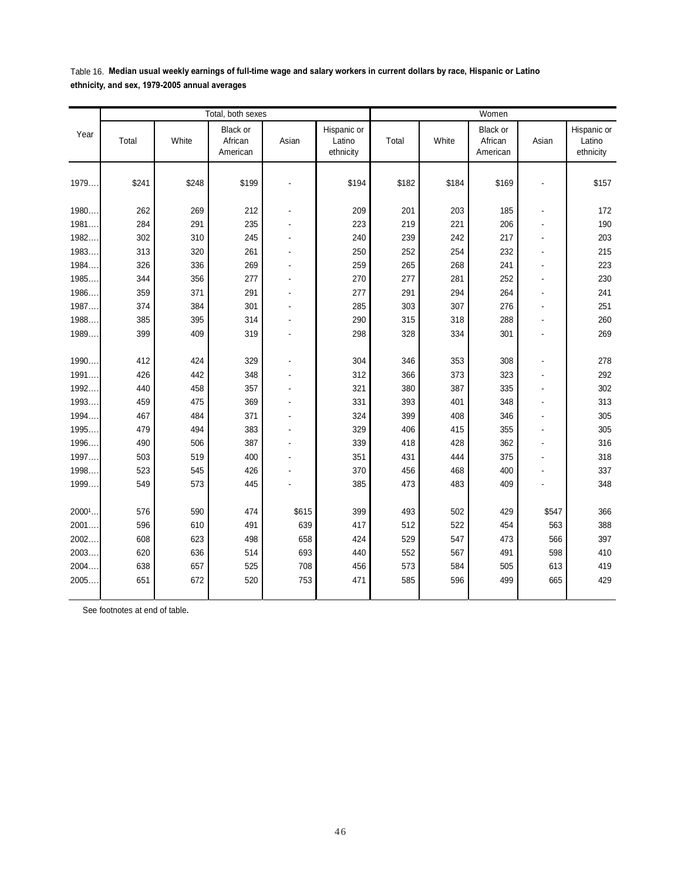Table 16. **Median usual weekly earnings of full-time wage and salary workers in current dollars by race, Hispanic or Latino ethnicity, and sex, 1979-2005 annual averages**

| Year | Total, both sexes | | | | | Women | | | | |
|---|---|---|---|---|---|---|---|---|---|---|
| | Total | White | Black or African American | Asian | Hispanic or Latino ethnicity | Total | White | Black or African American | Asian | Hispanic or Latino ethnicity |
| 1979…. | $241 | $248 | $199 | - | $194 | $182 | $184 | $169 | - | $157 |
| 1980…. | 262 | 269 | 212 | - | 209 | 201 | 203 | 185 | - | 172 |
| 1981…. | 284 | 291 | 235 | - | 223 | 219 | 221 | 206 | - | 190 |
| 1982…. | 302 | 310 | 245 | - | 240 | 239 | 242 | 217 | - | 203 |
| 1983…. | 313 | 320 | 261 | - | 250 | 252 | 254 | 232 | - | 215 |
| 1984…. | 326 | 336 | 269 | - | 259 | 265 | 268 | 241 | - | 223 |
| 1985…. | 344 | 356 | 277 | - | 270 | 277 | 281 | 252 | - | 230 |
| 1986…. | 359 | 371 | 291 | - | 277 | 291 | 294 | 264 | - | 241 |
| 1987…. | 374 | 384 | 301 | - | 285 | 303 | 307 | 276 | - | 251 |
| 1988…. | 385 | 395 | 314 | - | 290 | 315 | 318 | 288 | - | 260 |
| 1989…. | 399 | 409 | 319 | - | 298 | 328 | 334 | 301 | - | 269 |
| 1990…. | 412 | 424 | 329 | - | 304 | 346 | 353 | 308 | - | 278 |
| 1991…. | 426 | 442 | 348 | - | 312 | 366 | 373 | 323 | - | 292 |
| 1992…. | 440 | 458 | 357 | - | 321 | 380 | 387 | 335 | - | 302 |
| 1993…. | 459 | 475 | 369 | - | 331 | 393 | 401 | 348 | - | 313 |
| 1994…. | 467 | 484 | 371 | - | 324 | 399 | 408 | 346 | - | 305 |
| 1995…. | 479 | 494 | 383 | - | 329 | 406 | 415 | 355 | - | 305 |
| 1996…. | 490 | 506 | 387 | - | 339 | 418 | 428 | 362 | - | 316 |
| 1997…. | 503 | 519 | 400 | - | 351 | 431 | 444 | 375 | - | 318 |
| 1998…. | 523 | 545 | 426 | - | 370 | 456 | 468 | 400 | - | 337 |
| 1999…. | 549 | 573 | 445 | - | 385 | 473 | 483 | 409 | - | 348 |
| 2000[1]… | 576 | 590 | 474 | $615 | 399 | 493 | 502 | 429 | $547 | 366 |
| 2001…. | 596 | 610 | 491 | 639 | 417 | 512 | 522 | 454 | 563 | 388 |
| 2002…. | 608 | 623 | 498 | 658 | 424 | 529 | 547 | 473 | 566 | 397 |
| 2003…. | 620 | 636 | 514 | 693 | 440 | 552 | 567 | 491 | 598 | 410 |
| 2004…. | 638 | 657 | 525 | 708 | 456 | 573 | 584 | 505 | 613 | 419 |
| 2005…. | 651 | 672 | 520 | 753 | 471 | 585 | 596 | 499 | 665 | 429 |

See footnotes at end of table.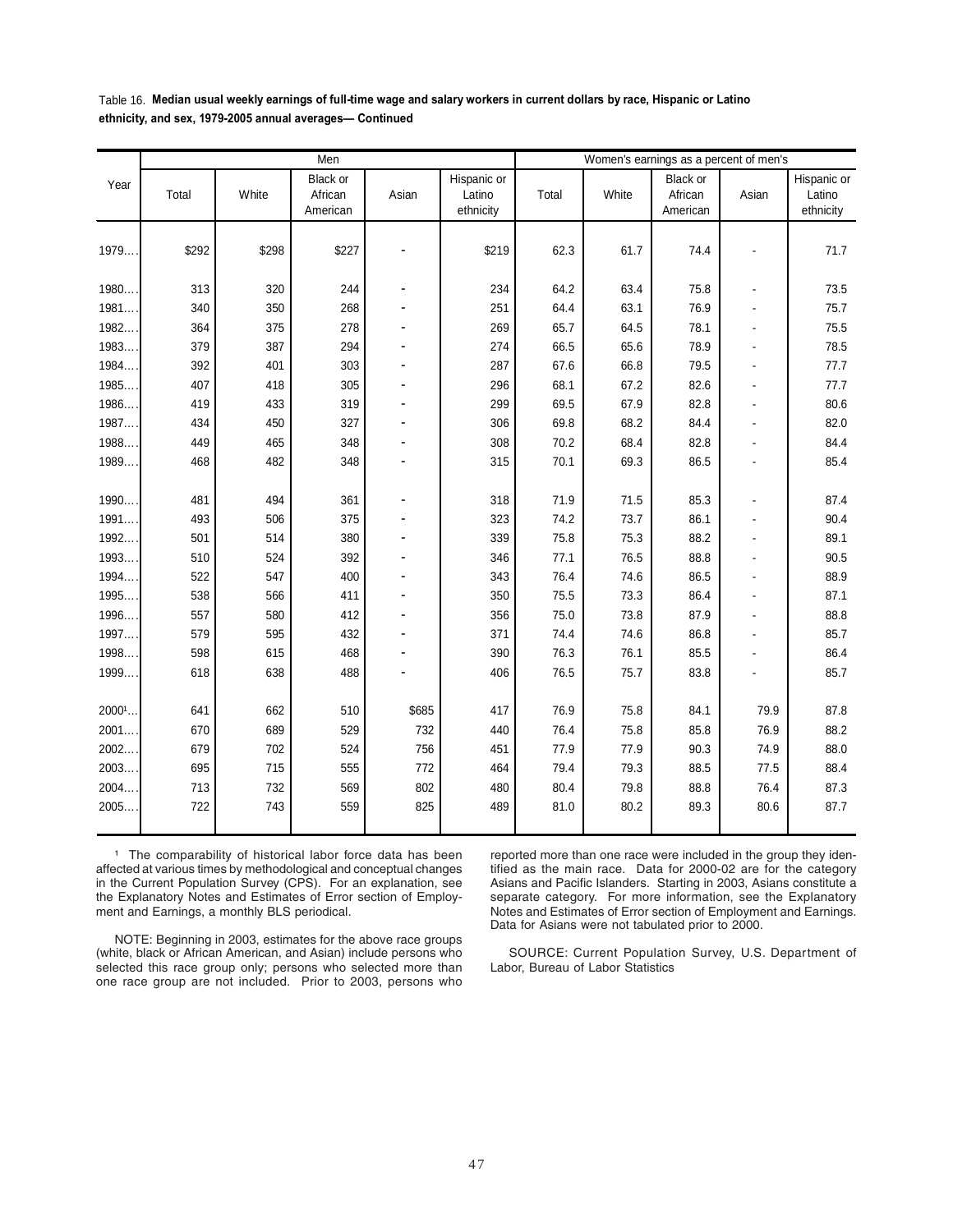Table 16. **Median usual weekly earnings of full-time wage and salary workers in current dollars by race, Hispanic or Latino ethnicity, and sex, 1979-2005 annual averages— Continued**

| Year | Men | | | | | Women's earnings as a percent of men's | | | | |
|---|---|---|---|---|---|---|---|---|---|---|
| | Total | White | Black or African American | Asian | Hispanic or Latino ethnicity | Total | White | Black or African American | Asian | Hispanic or Latino ethnicity |
| 1979 | $292 | $298 | $227 | - | $219 | 62.3 | 61.7 | 74.4 | - | 71.7 |
| 1980 | 313 | 320 | 244 | - | 234 | 64.2 | 63.4 | 75.8 | - | 73.5 |
| 1981 | 340 | 350 | 268 | - | 251 | 64.4 | 63.1 | 76.9 | - | 75.7 |
| 1982 | 364 | 375 | 278 | - | 269 | 65.7 | 64.5 | 78.1 | - | 75.5 |
| 1983 | 379 | 387 | 294 | - | 274 | 66.5 | 65.6 | 78.9 | - | 78.5 |
| 1984 | 392 | 401 | 303 | - | 287 | 67.6 | 66.8 | 79.5 | - | 77.7 |
| 1985 | 407 | 418 | 305 | - | 296 | 68.1 | 67.2 | 82.6 | - | 77.7 |
| 1986 | 419 | 433 | 319 | - | 299 | 69.5 | 67.9 | 82.8 | - | 80.6 |
| 1987 | 434 | 450 | 327 | - | 306 | 69.8 | 68.2 | 84.4 | - | 82.0 |
| 1988 | 449 | 465 | 348 | - | 308 | 70.2 | 68.4 | 82.8 | - | 84.4 |
| 1989 | 468 | 482 | 348 | - | 315 | 70.1 | 69.3 | 86.5 | - | 85.4 |
| 1990 | 481 | 494 | 361 | - | 318 | 71.9 | 71.5 | 85.3 | - | 87.4 |
| 1991 | 493 | 506 | 375 | - | 323 | 74.2 | 73.7 | 86.1 | - | 90.4 |
| 1992 | 501 | 514 | 380 | - | 339 | 75.8 | 75.3 | 88.2 | - | 89.1 |
| 1993 | 510 | 524 | 392 | - | 346 | 77.1 | 76.5 | 88.8 | - | 90.5 |
| 1994 | 522 | 547 | 400 | - | 343 | 76.4 | 74.6 | 86.5 | - | 88.9 |
| 1995 | 538 | 566 | 411 | - | 350 | 75.5 | 73.3 | 86.4 | - | 87.1 |
| 1996 | 557 | 580 | 412 | - | 356 | 75.0 | 73.8 | 87.9 | - | 88.8 |
| 1997 | 579 | 595 | 432 | - | 371 | 74.4 | 74.6 | 86.8 | - | 85.7 |
| 1998 | 598 | 615 | 468 | - | 390 | 76.3 | 76.1 | 85.5 | - | 86.4 |
| 1999 | 618 | 638 | 488 | - | 406 | 76.5 | 75.7 | 83.8 | - | 85.7 |
| 2000[1] | 641 | 662 | 510 | $685 | 417 | 76.9 | 75.8 | 84.1 | 79.9 | 87.8 |
| 2001 | 670 | 689 | 529 | 732 | 440 | 76.4 | 75.8 | 85.8 | 76.9 | 88.2 |
| 2002 | 679 | 702 | 524 | 756 | 451 | 77.9 | 77.9 | 90.3 | 74.9 | 88.0 |
| 2003 | 695 | 715 | 555 | 772 | 464 | 79.4 | 79.3 | 88.5 | 77.5 | 88.4 |
| 2004 | 713 | 732 | 569 | 802 | 480 | 80.4 | 79.8 | 88.8 | 76.4 | 87.3 |
| 2005 | 722 | 743 | 559 | 825 | 489 | 81.0 | 80.2 | 89.3 | 80.6 | 87.7 |

[1] The comparability of historical labor force data has been affected at various times by methodological and conceptual changes in the Current Population Survey (CPS). For an explanation, see the Explanatory Notes and Estimates of Error section of Employment and Earnings, a monthly BLS periodical.

NOTE: Beginning in 2003, estimates for the above race groups (white, black or African American, and Asian) include persons who selected this race group only; persons who selected more than one race group are not included. Prior to 2003, persons who reported more than one race were included in the group they identified as the main race. Data for 2000-02 are for the category Asians and Pacific Islanders. Starting in 2003, Asians constitute a separate category. For more information, see the Explanatory Notes and Estimates of Error section of Employment and Earnings. Data for Asians were not tabulated prior to 2000.

SOURCE: Current Population Survey, U.S. Department of Labor, Bureau of Labor Statistics